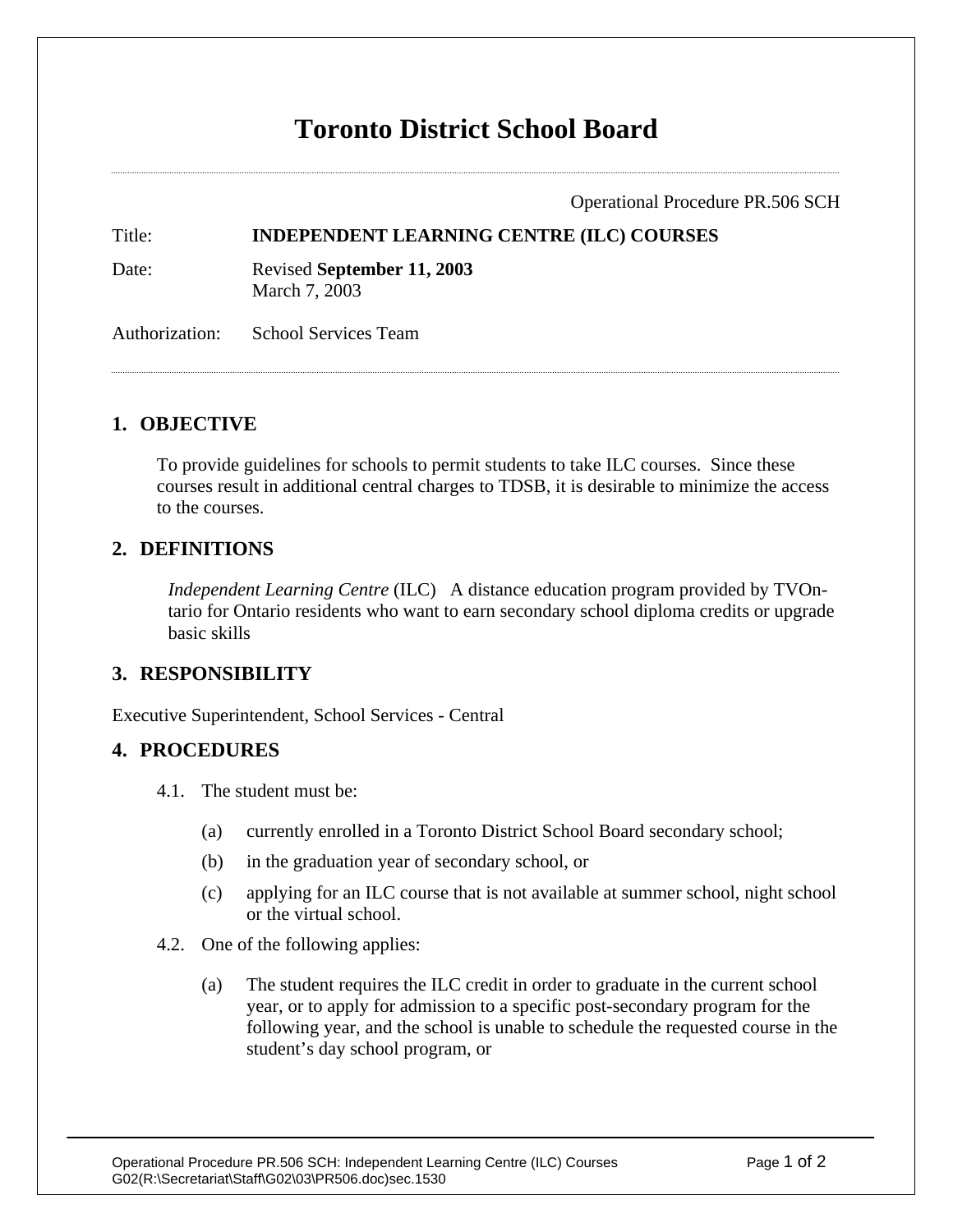# Toronto District School Board

Operational Procedure PR.506 SCH

Title: **INDEPENDENT LEARNING CENTRE (ILC) COURSES**

Date: Revised **September 11, 2003**
March 7, 2003

Authorization: School Services Team

## 1. OBJECTIVE

To provide guidelines for schools to permit students to take ILC courses. Since these courses result in additional central charges to TDSB, it is desirable to minimize the access to the courses.

## 2. DEFINITIONS

*Independent Learning Centre* (ILC) A distance education program provided by TVOntario for Ontario residents who want to earn secondary school diploma credits or upgrade basic skills

## 3. RESPONSIBILITY

Executive Superintendent, School Services - Central

## 4. PROCEDURES

4.1. The student must be:

(a) currently enrolled in a Toronto District School Board secondary school;

(b) in the graduation year of secondary school, or

(c) applying for an ILC course that is not available at summer school, night school or the virtual school.

4.2. One of the following applies:

(a) The student requires the ILC credit in order to graduate in the current school year, or to apply for admission to a specific post-secondary program for the following year, and the school is unable to schedule the requested course in the student's day school program, or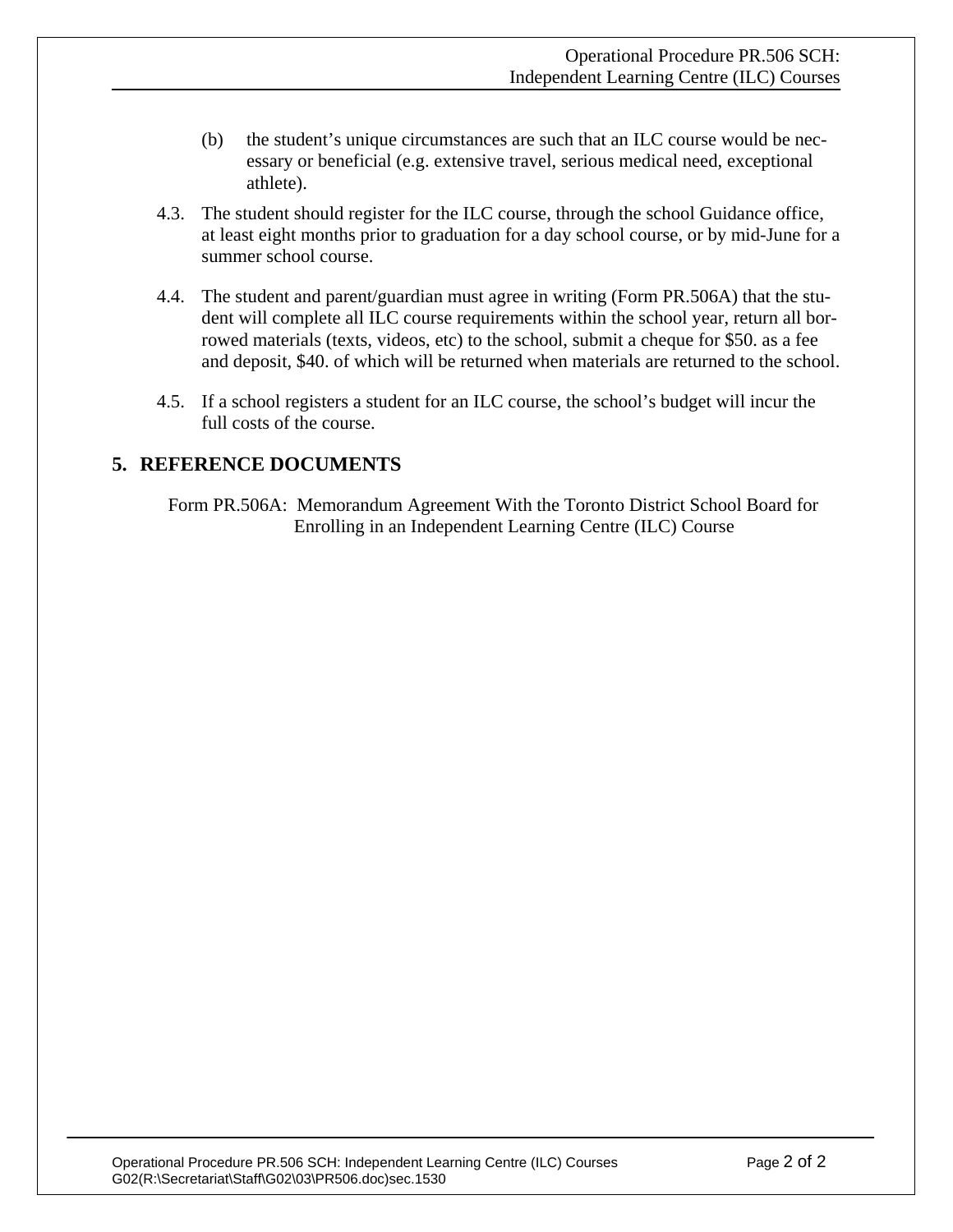(b) the student's unique circumstances are such that an ILC course would be necessary or beneficial (e.g. extensive travel, serious medical need, exceptional athlete).

4.3. The student should register for the ILC course, through the school Guidance office, at least eight months prior to graduation for a day school course, or by mid-June for a summer school course.

4.4. The student and parent/guardian must agree in writing (Form PR.506A) that the student will complete all ILC course requirements within the school year, return all borrowed materials (texts, videos, etc) to the school, submit a cheque for $50. as a fee and deposit, $40. of which will be returned when materials are returned to the school.

4.5. If a school registers a student for an ILC course, the school's budget will incur the full costs of the course.

## 5. REFERENCE DOCUMENTS

Form PR.506A: Memorandum Agreement With the Toronto District School Board for Enrolling in an Independent Learning Centre (ILC) Course